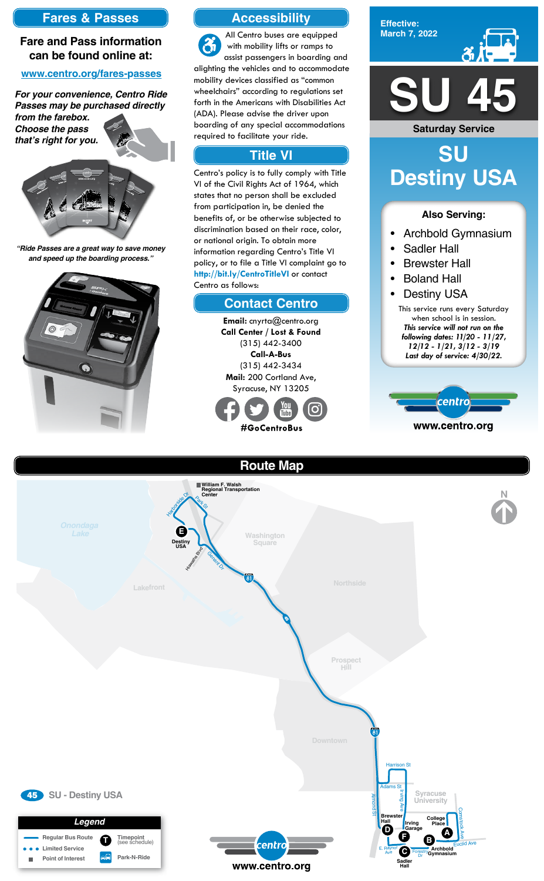## Fares & Passes

**Fare and Pass information can be found online at:**

[www.centro.org/fares-passes](www.centro.org/fares-passes)

***For your convenience, Centro Ride Passes may be purchased directly from the farebox. Choose the pass that's right for you.***

***"Ride Passes are a great way to save money and speed up the boarding process."***

## Accessibility

All Centro buses are equipped with mobility lifts or ramps to assist passengers in boarding and alighting the vehicles and to accommodate mobility devices classified as "common wheelchairs" according to regulations set forth in the Americans with Disabilities Act (ADA). Please advise the driver upon boarding of any special accommodations required to facilitate your ride.

## Title VI

Centro's policy is to fully comply with Title VI of the Civil Rights Act of 1964, which states that no person shall be excluded from participation in, be denied the benefits of, or be otherwise subjected to discrimination based on their race, color, or national origin. To obtain more information regarding Centro's Title VI policy, or to file a Title VI complaint go to **http://bit.ly/CentroTitleVI** or contact Centro as follows:

## Contact Centro

**Email:** cnyrta@centro.org
**Call Center / Lost & Found**
(315) 442-3400
**Call-A-Bus**
(315) 442-3434
**Mail:** 200 Cortland Ave,
Syracuse, NY 13205

**#GoCentroBus**

**Effective: March 7, 2022**

# SU 45

**Saturday Service**

# SU Destiny USA

### Also Serving:

- Archbold Gymnasium
- Sadler Hall
- Brewster Hall
- Boland Hall
- Destiny USA

This service runs every Saturday when school is in session.
***This service will not run on the following dates: 11/20 - 11/27, 12/12 - 1/21, 3/12 - 3/19***
***Last day of service: 4/30/22.***

**www.centro.org**

## Route Map

**45** SU - Destiny USA

| Legend | |
|---|---|
| Regular Bus Route | T Timepoint (see schedule) |
| Limited Service | Park-N-Ride |
| Point of Interest | |

Timepoints: A College Place; B Archbold Gymnasium; C Sadler Hall; D Brewster Hall; E Destiny USA; F Irving Garage

**www.centro.org**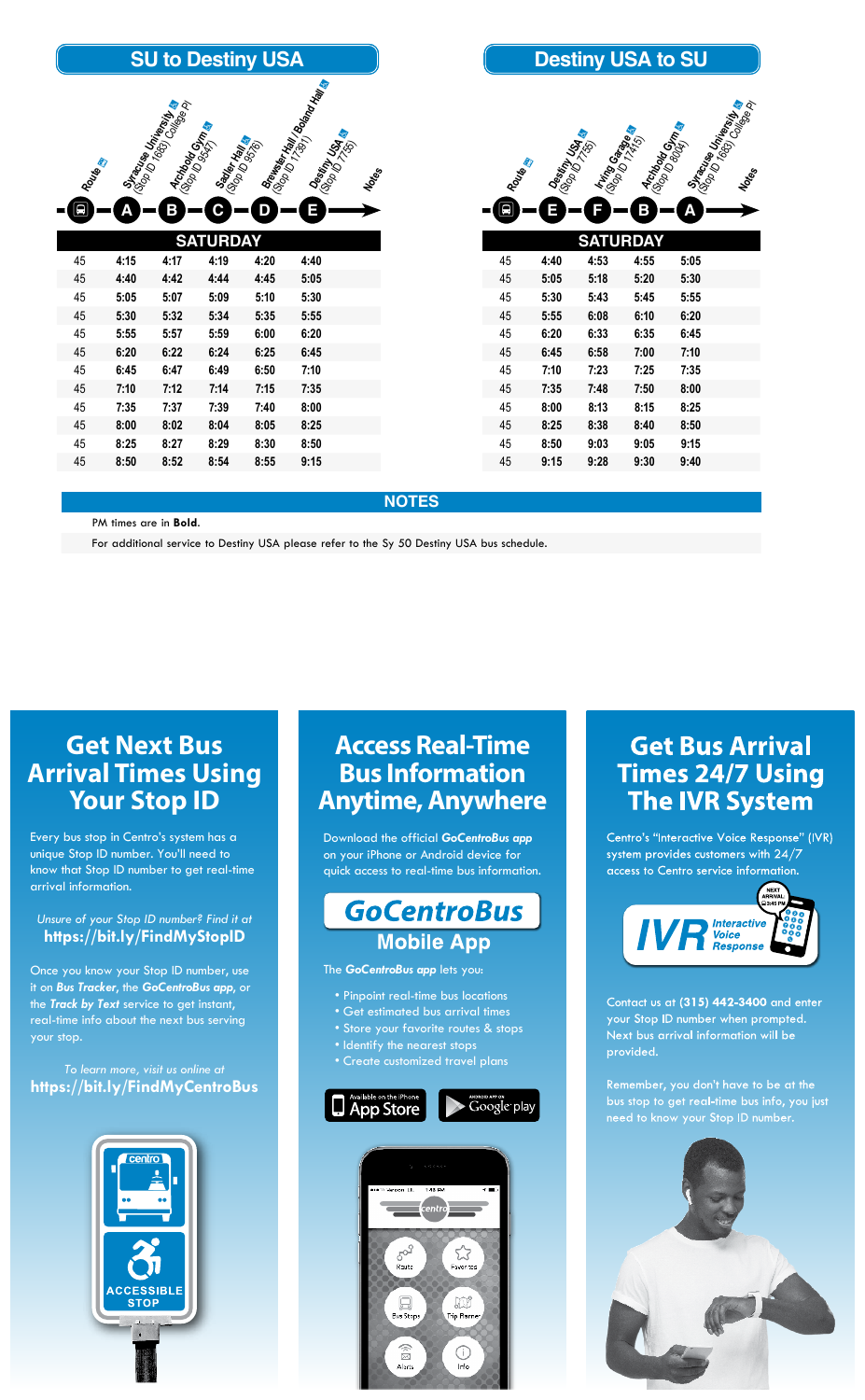## SU to Destiny USA

| Route | A: Syracuse University (Stop ID 1683) College Pl | B: Archbold Gym (Stop ID 9547) | C: Sadler Hall (Stop ID 9576) | D: Brewster Hall / Boland Hall (Stop ID 17891) | E: Destiny USA (Stop ID 7755) | Notes |
|---|---|---|---|---|---|---|
| **SATURDAY** | | | | | | |
| 45 | 4:15 | 4:17 | 4:19 | 4:20 | 4:40 | |
| 45 | 4:40 | 4:42 | 4:44 | 4:45 | 5:05 | |
| 45 | 5:05 | 5:07 | 5:09 | 5:10 | 5:30 | |
| 45 | 5:30 | 5:32 | 5:34 | 5:35 | 5:55 | |
| 45 | 5:55 | 5:57 | 5:59 | 6:00 | 6:20 | |
| 45 | 6:20 | 6:22 | 6:24 | 6:25 | 6:45 | |
| 45 | 6:45 | 6:47 | 6:49 | 6:50 | 7:10 | |
| 45 | 7:10 | 7:12 | 7:14 | 7:15 | 7:35 | |
| 45 | 7:35 | 7:37 | 7:39 | 7:40 | 8:00 | |
| 45 | 8:00 | 8:02 | 8:04 | 8:05 | 8:25 | |
| 45 | 8:25 | 8:27 | 8:29 | 8:30 | 8:50 | |
| 45 | 8:50 | 8:52 | 8:54 | 8:55 | 9:15 | |

## Destiny USA to SU

| Route | E: Destiny USA (Stop ID 7755) | F: Irving Garage (Stop ID 17415) | B: Archbold Gym (Stop ID 8004) | A: Syracuse University (Stop ID 1683) College Pl | Notes |
|---|---|---|---|---|---|
| **SATURDAY** | | | | | |
| 45 | 4:40 | 4:53 | 4:55 | 5:05 | |
| 45 | 5:05 | 5:18 | 5:20 | 5:30 | |
| 45 | 5:30 | 5:43 | 5:45 | 5:55 | |
| 45 | 5:55 | 6:08 | 6:10 | 6:20 | |
| 45 | 6:20 | 6:33 | 6:35 | 6:45 | |
| 45 | 6:45 | 6:58 | 7:00 | 7:10 | |
| 45 | 7:10 | 7:23 | 7:25 | 7:35 | |
| 45 | 7:35 | 7:48 | 7:50 | 8:00 | |
| 45 | 8:00 | 8:13 | 8:15 | 8:25 | |
| 45 | 8:25 | 8:38 | 8:40 | 8:50 | |
| 45 | 8:50 | 9:03 | 9:05 | 9:15 | |
| 45 | 9:15 | 9:28 | 9:30 | 9:40 | |

## NOTES

PM times are in **Bold**.

For additional service to Destiny USA please refer to the Sy 50 Destiny USA bus schedule.

## Get Next Bus Arrival Times Using Your Stop ID

Every bus stop in Centro's system has a unique Stop ID number. You'll need to know that Stop ID number to get real-time arrival information.

*Unsure of your Stop ID number? Find it at*
**https://bit.ly/FindMyStopID**

Once you know your Stop ID number, use it on ***Bus Tracker***, the ***GoCentroBus app***, or the ***Track by Text*** service to get instant, real-time info about the next bus serving your stop.

*To learn more, visit us online at*
**https://bit.ly/FindMyCentroBus**

## Access Real-Time Bus Information Anytime, Anywhere

Download the official ***GoCentroBus app*** on your iPhone or Android device for quick access to real-time bus information.

### GoCentroBus Mobile App

The ***GoCentroBus app*** lets you:

- Pinpoint real-time bus locations
- Get estimated bus arrival times
- Store your favorite routes & stops
- Identify the nearest stops
- Create customized travel plans

## Get Bus Arrival Times 24/7 Using The IVR System

Centro's "Interactive Voice Response" (IVR) system provides customers with 24/7 access to Centro service information.

Contact us at **(315) 442-3400** and enter your Stop ID number when prompted. Next bus arrival information will be provided.

Remember, you don't have to be at the bus stop to get real-time bus info, you just need to know your Stop ID number.